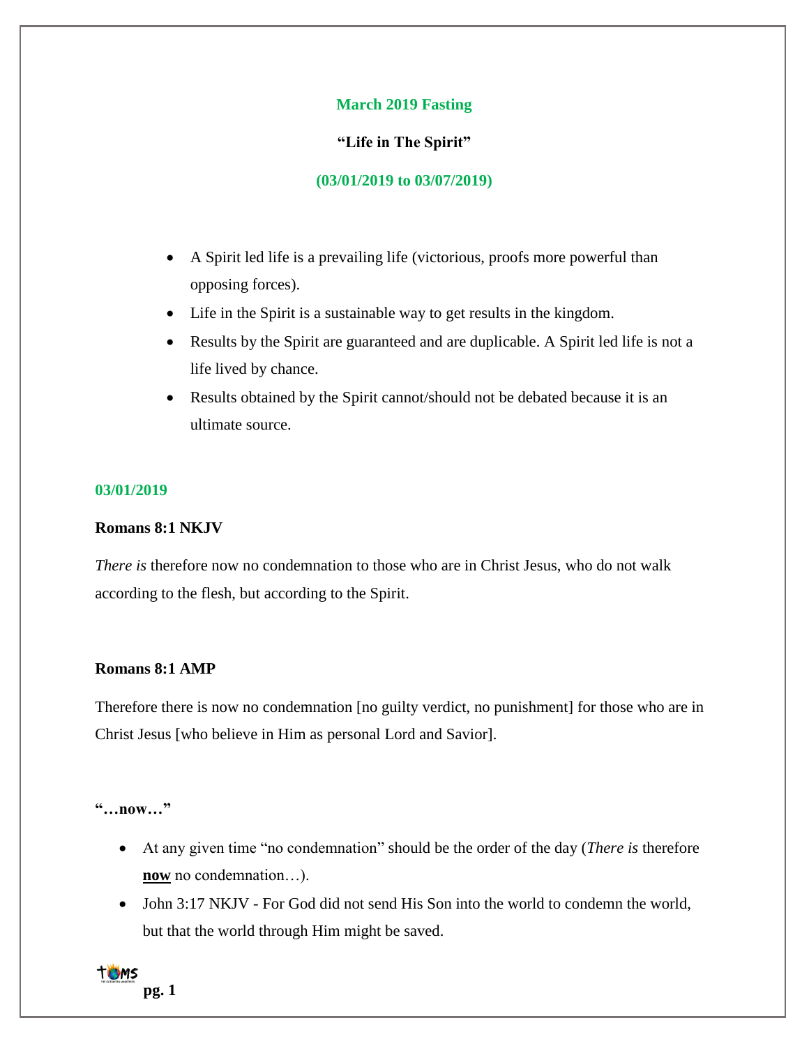**March 2019 Fasting**

**"Life in The Spirit"**

**(03/01/2019 to 03/07/2019)**

- A Spirit led life is a prevailing life (victorious, proofs more powerful than opposing forces).
- Life in the Spirit is a sustainable way to get results in the kingdom.
- Results by the Spirit are guaranteed and are duplicable. A Spirit led life is not a life lived by chance.
- Results obtained by the Spirit cannot/should not be debated because it is an ultimate source.

**03/01/2019**

**Romans 8:1 NKJV**

*There is* therefore now no condemnation to those who are in Christ Jesus, who do not walk according to the flesh, but according to the Spirit.

**Romans 8:1 AMP**

Therefore there is now no condemnation [no guilty verdict, no punishment] for those who are in Christ Jesus [who believe in Him as personal Lord and Savior].

**"…now…"**

- At any given time "no condemnation" should be the order of the day (*There is* therefore **now** no condemnation…).
- John 3:17 NKJV - For God did not send His Son into the world to condemn the world, but that the world through Him might be saved.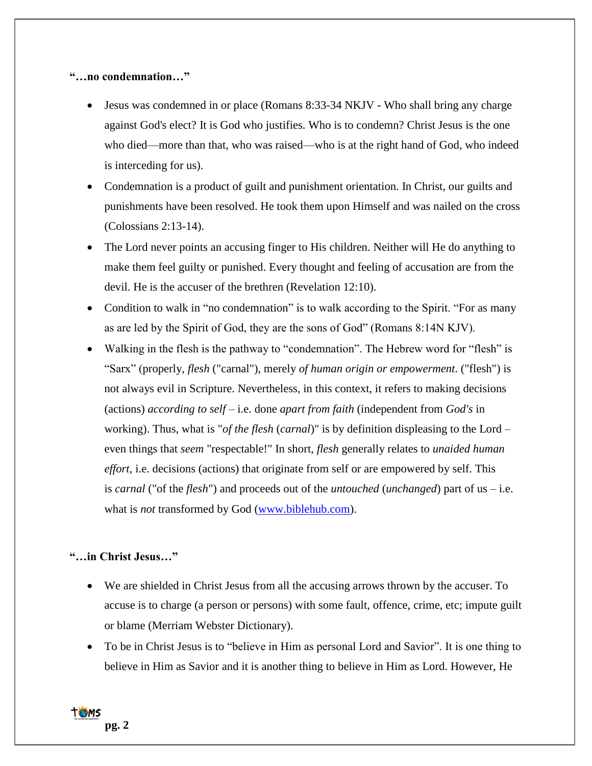**"…no condemnation…"**

- Jesus was condemned in or place (Romans 8:33-34 NKJV - Who shall bring any charge against God's elect? It is God who justifies. Who is to condemn? Christ Jesus is the one who died—more than that, who was raised—who is at the right hand of God, who indeed is interceding for us).
- Condemnation is a product of guilt and punishment orientation. In Christ, our guilts and punishments have been resolved. He took them upon Himself and was nailed on the cross (Colossians 2:13-14).
- The Lord never points an accusing finger to His children. Neither will He do anything to make them feel guilty or punished. Every thought and feeling of accusation are from the devil. He is the accuser of the brethren (Revelation 12:10).
- Condition to walk in "no condemnation" is to walk according to the Spirit. "For as many as are led by the Spirit of God, they are the sons of God" (Romans 8:14N KJV).
- Walking in the flesh is the pathway to "condemnation". The Hebrew word for "flesh" is "Sarx" (properly, *flesh* ("carnal"), merely *of human origin or empowerment*. ("flesh") is not always evil in Scripture. Nevertheless, in this context, it refers to making decisions (actions) *according to self* – i.e. done *apart from faith* (independent from *God's* in working). Thus, what is "*of the flesh* (*carnal*)" is by definition displeasing to the Lord – even things that *seem* "respectable!" In short, *flesh* generally relates to *unaided human effort*, i.e. decisions (actions) that originate from self or are empowered by self. This is *carnal* ("of the *flesh*") and proceeds out of the *untouched* (*unchanged*) part of us – i.e. what is *not* transformed by God (www.biblehub.com).

**"…in Christ Jesus…"**

- We are shielded in Christ Jesus from all the accusing arrows thrown by the accuser. To accuse is to charge (a person or persons) with some fault, offence, crime, etc; impute guilt or blame (Merriam Webster Dictionary).
- To be in Christ Jesus is to "believe in Him as personal Lord and Savior". It is one thing to believe in Him as Savior and it is another thing to believe in Him as Lord. However, He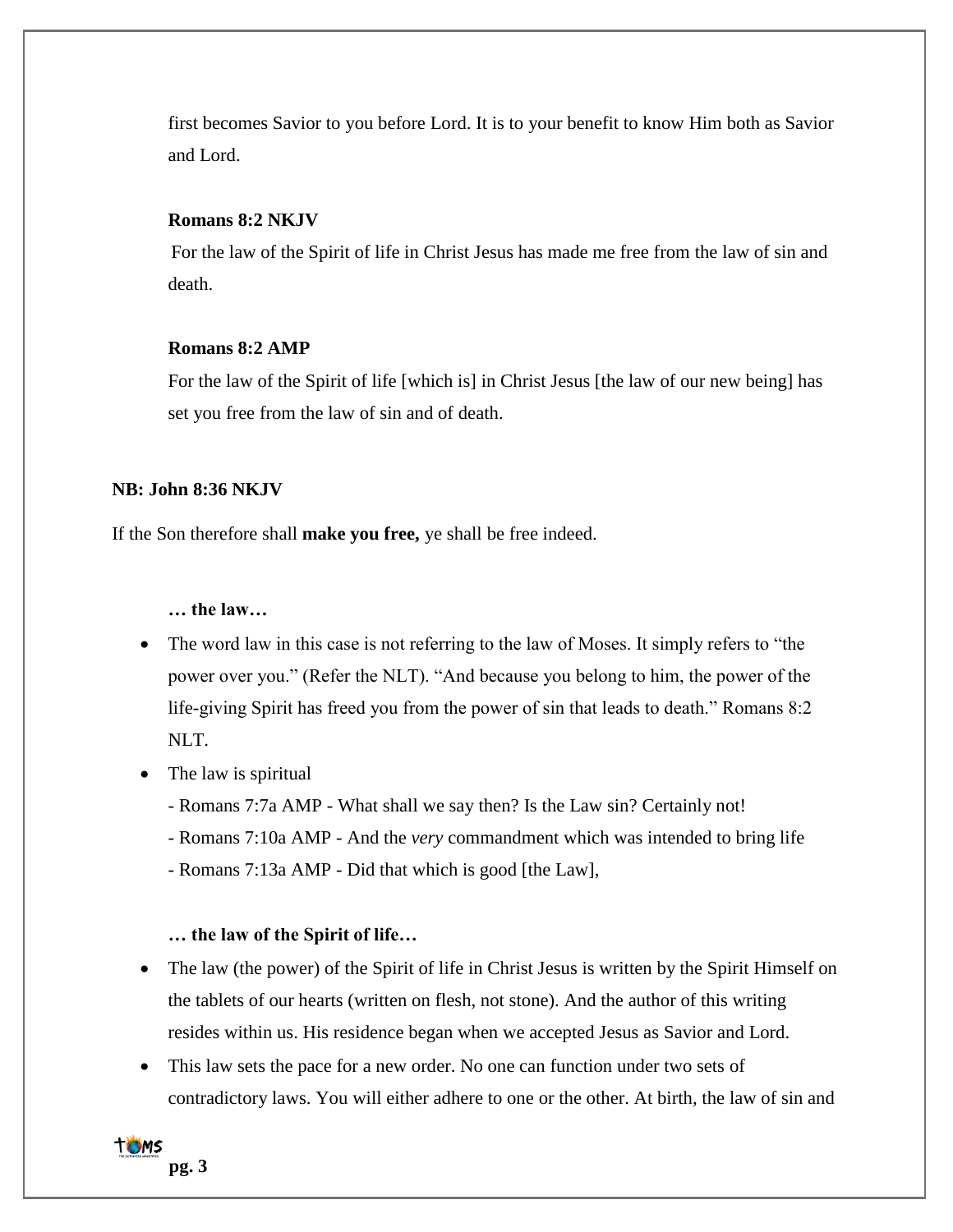first becomes Savior to you before Lord. It is to your benefit to know Him both as Savior and Lord.

**Romans 8:2 NKJV**

For the law of the Spirit of life in Christ Jesus has made me free from the law of sin and death.

**Romans 8:2 AMP**

For the law of the Spirit of life [which is] in Christ Jesus [the law of our new being] has set you free from the law of sin and of death.

**NB: John 8:36 NKJV**

If the Son therefore shall **make you free,** ye shall be free indeed.

**… the law…**

- The word law in this case is not referring to the law of Moses. It simply refers to "the power over you." (Refer the NLT). "And because you belong to him, the power of the life-giving Spirit has freed you from the power of sin that leads to death." Romans 8:2 NLT.
- The law is spiritual
  - Romans 7:7a AMP - What shall we say then? Is the Law sin? Certainly not!
  - Romans 7:10a AMP - And the *very* commandment which was intended to bring life
  - Romans 7:13a AMP - Did that which is good [the Law],

**… the law of the Spirit of life…**

- The law (the power) of the Spirit of life in Christ Jesus is written by the Spirit Himself on the tablets of our hearts (written on flesh, not stone). And the author of this writing resides within us. His residence began when we accepted Jesus as Savior and Lord.
- This law sets the pace for a new order. No one can function under two sets of contradictory laws. You will either adhere to one or the other. At birth, the law of sin and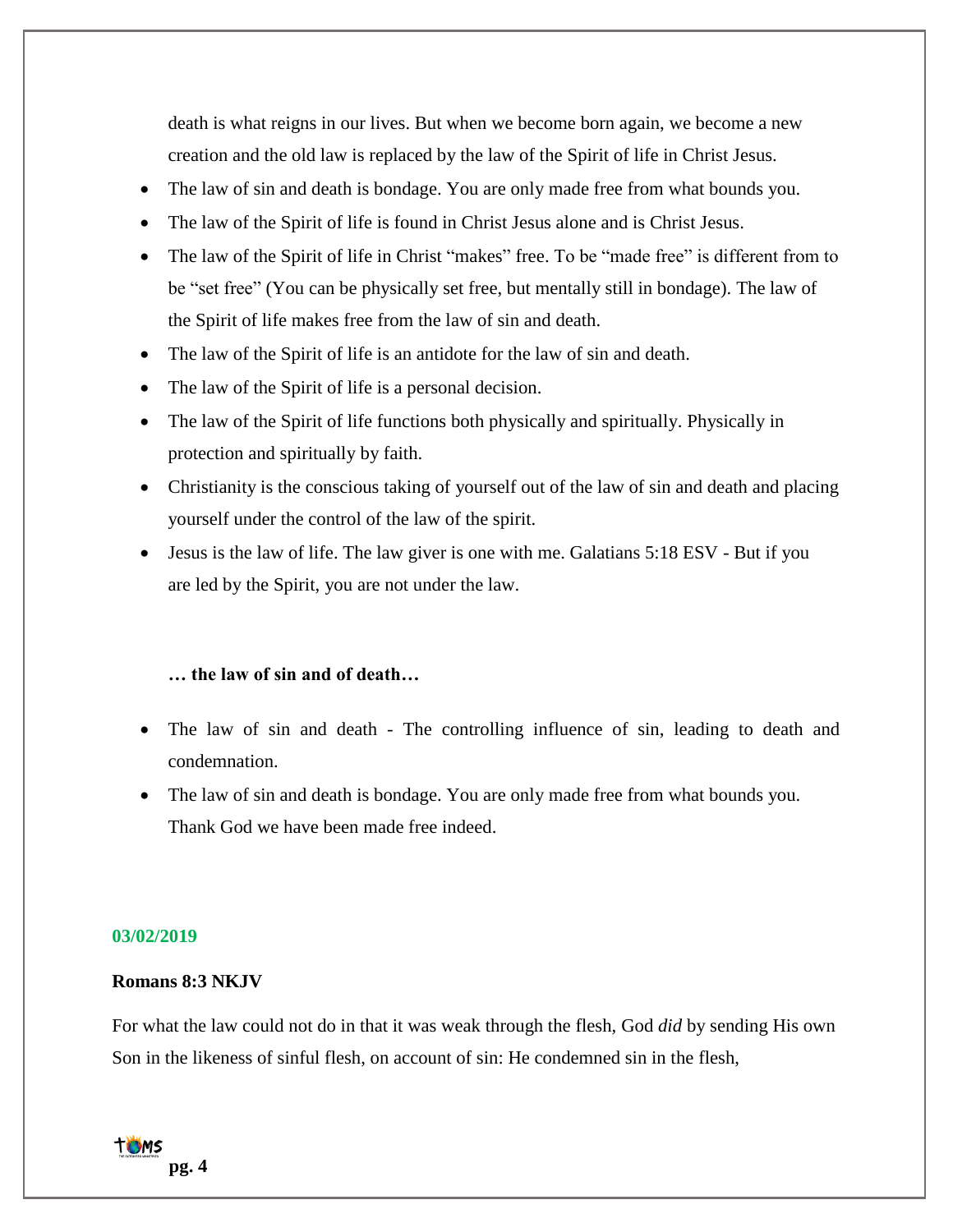death is what reigns in our lives. But when we become born again, we become a new creation and the old law is replaced by the law of the Spirit of life in Christ Jesus.

- The law of sin and death is bondage. You are only made free from what bounds you.
- The law of the Spirit of life is found in Christ Jesus alone and is Christ Jesus.
- The law of the Spirit of life in Christ "makes" free. To be "made free" is different from to be "set free" (You can be physically set free, but mentally still in bondage). The law of the Spirit of life makes free from the law of sin and death.
- The law of the Spirit of life is an antidote for the law of sin and death.
- The law of the Spirit of life is a personal decision.
- The law of the Spirit of life functions both physically and spiritually. Physically in protection and spiritually by faith.
- Christianity is the conscious taking of yourself out of the law of sin and death and placing yourself under the control of the law of the spirit.
- Jesus is the law of life. The law giver is one with me. Galatians 5:18 ESV - But if you are led by the Spirit, you are not under the law.

**… the law of sin and of death…**

- The law of sin and death - The controlling influence of sin, leading to death and condemnation.
- The law of sin and death is bondage. You are only made free from what bounds you. Thank God we have been made free indeed.

**03/02/2019**

**Romans 8:3 NKJV**

For what the law could not do in that it was weak through the flesh, God *did* by sending His own Son in the likeness of sinful flesh, on account of sin: He condemned sin in the flesh,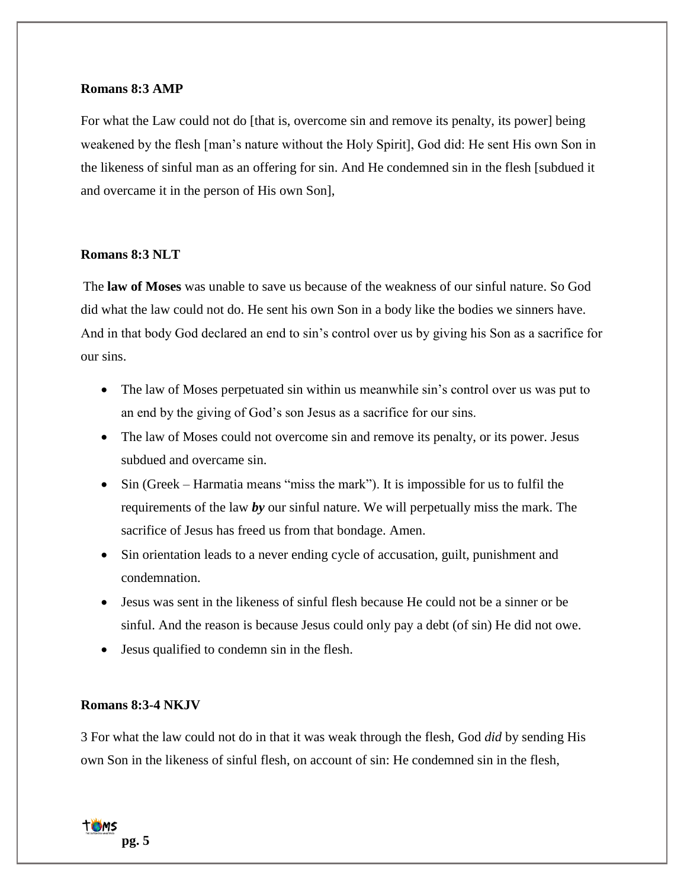**Romans 8:3 AMP**

For what the Law could not do [that is, overcome sin and remove its penalty, its power] being weakened by the flesh [man's nature without the Holy Spirit], God did: He sent His own Son in the likeness of sinful man as an offering for sin. And He condemned sin in the flesh [subdued it and overcame it in the person of His own Son],

**Romans 8:3 NLT**

The **law of Moses** was unable to save us because of the weakness of our sinful nature. So God did what the law could not do. He sent his own Son in a body like the bodies we sinners have. And in that body God declared an end to sin's control over us by giving his Son as a sacrifice for our sins.

- The law of Moses perpetuated sin within us meanwhile sin's control over us was put to an end by the giving of God's son Jesus as a sacrifice for our sins.
- The law of Moses could not overcome sin and remove its penalty, or its power. Jesus subdued and overcame sin.
- Sin (Greek – Harmatia means "miss the mark"). It is impossible for us to fulfil the requirements of the law ***by*** our sinful nature. We will perpetually miss the mark. The sacrifice of Jesus has freed us from that bondage. Amen.
- Sin orientation leads to a never ending cycle of accusation, guilt, punishment and condemnation.
- Jesus was sent in the likeness of sinful flesh because He could not be a sinner or be sinful. And the reason is because Jesus could only pay a debt (of sin) He did not owe.
- Jesus qualified to condemn sin in the flesh.

**Romans 8:3-4 NKJV**

3 For what the law could not do in that it was weak through the flesh, God *did* by sending His own Son in the likeness of sinful flesh, on account of sin: He condemned sin in the flesh,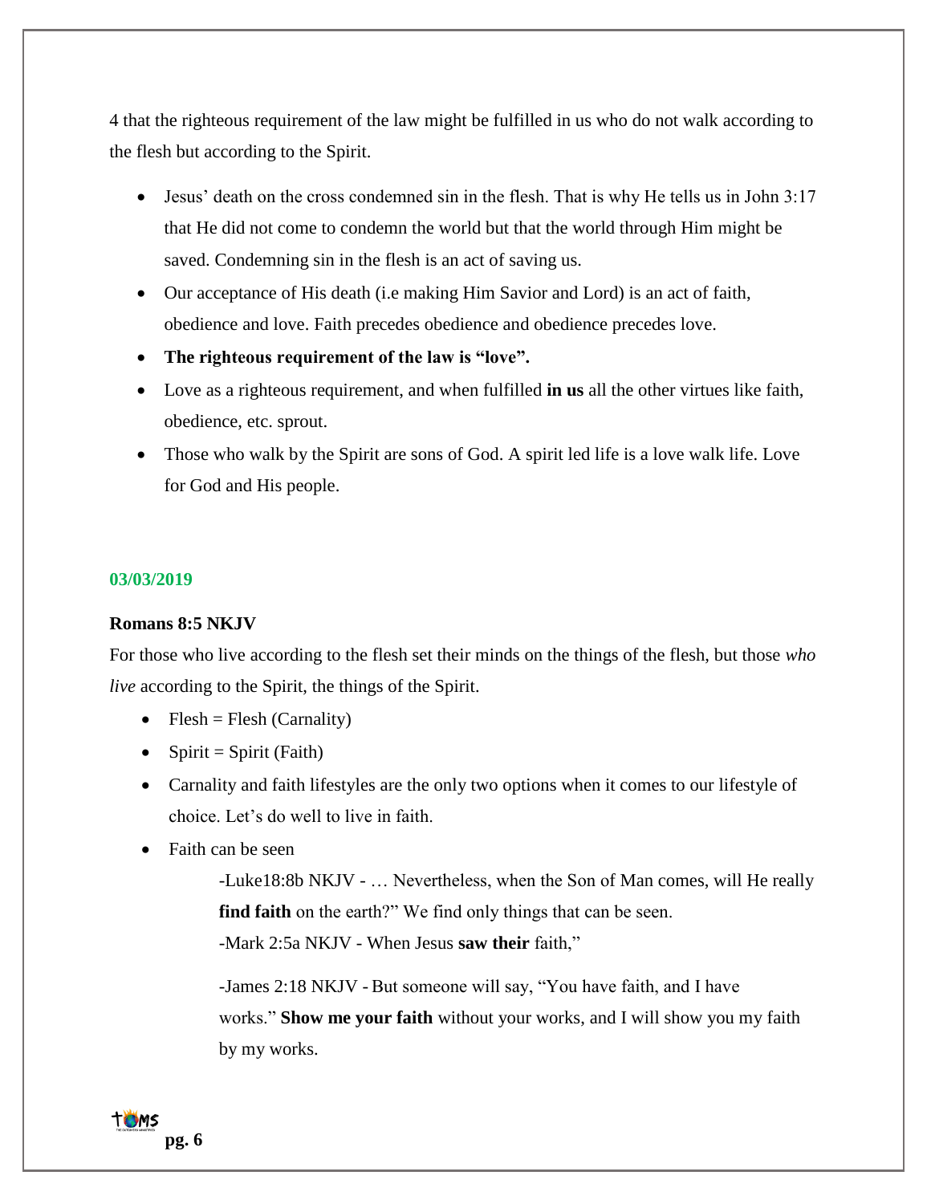4 that the righteous requirement of the law might be fulfilled in us who do not walk according to the flesh but according to the Spirit.

- Jesus' death on the cross condemned sin in the flesh. That is why He tells us in John 3:17 that He did not come to condemn the world but that the world through Him might be saved. Condemning sin in the flesh is an act of saving us.
- Our acceptance of His death (i.e making Him Savior and Lord) is an act of faith, obedience and love. Faith precedes obedience and obedience precedes love.
- **The righteous requirement of the law is "love".**
- Love as a righteous requirement, and when fulfilled **in us** all the other virtues like faith, obedience, etc. sprout.
- Those who walk by the Spirit are sons of God. A spirit led life is a love walk life. Love for God and His people.

**03/03/2019**

**Romans 8:5 NKJV**

For those who live according to the flesh set their minds on the things of the flesh, but those *who live* according to the Spirit, the things of the Spirit.

- Flesh = Flesh (Carnality)
- Spirit = Spirit (Faith)
- Carnality and faith lifestyles are the only two options when it comes to our lifestyle of choice. Let's do well to live in faith.
- Faith can be seen

  -Luke18:8b NKJV - … Nevertheless, when the Son of Man comes, will He really **find faith** on the earth?" We find only things that can be seen.

  -Mark 2:5a NKJV - When Jesus **saw their** faith,"

  -James 2:18 NKJV - But someone will say, "You have faith, and I have works." **Show me your faith** without your works, and I will show you my faith by my works.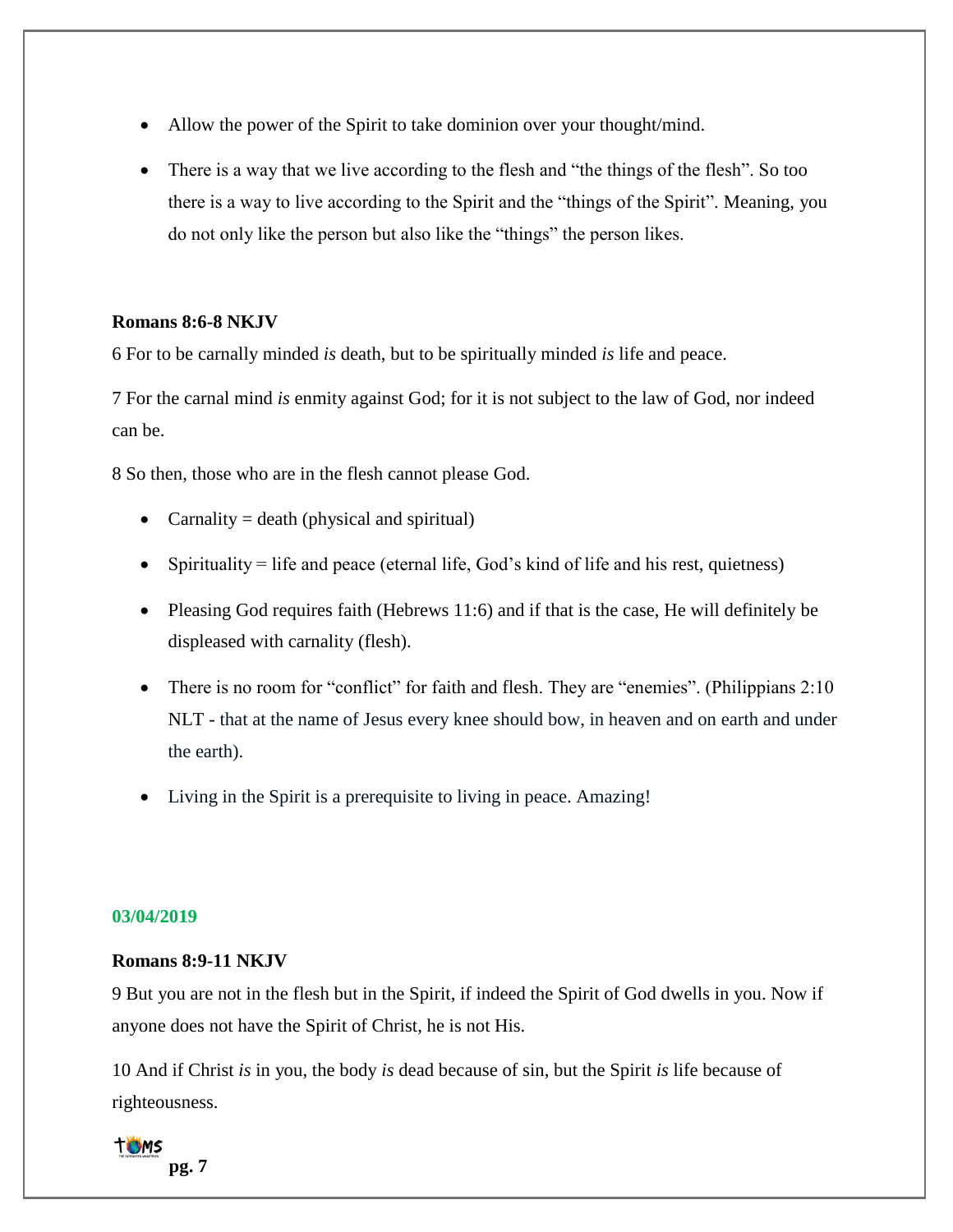- Allow the power of the Spirit to take dominion over your thought/mind.
- There is a way that we live according to the flesh and "the things of the flesh". So too there is a way to live according to the Spirit and the "things of the Spirit". Meaning, you do not only like the person but also like the "things" the person likes.

**Romans 8:6-8 NKJV**

6 For to be carnally minded *is* death, but to be spiritually minded *is* life and peace.

7 For the carnal mind *is* enmity against God; for it is not subject to the law of God, nor indeed can be.

8 So then, those who are in the flesh cannot please God.

- Carnality = death (physical and spiritual)
- Spirituality = life and peace (eternal life, God's kind of life and his rest, quietness)
- Pleasing God requires faith (Hebrews 11:6) and if that is the case, He will definitely be displeased with carnality (flesh).
- There is no room for "conflict" for faith and flesh. They are "enemies". (Philippians 2:10 NLT - that at the name of Jesus every knee should bow, in heaven and on earth and under the earth).
- Living in the Spirit is a prerequisite to living in peace. Amazing!

**03/04/2019**

**Romans 8:9-11 NKJV**

9 But you are not in the flesh but in the Spirit, if indeed the Spirit of God dwells in you. Now if anyone does not have the Spirit of Christ, he is not His.

10 And if Christ *is* in you, the body *is* dead because of sin, but the Spirit *is* life because of righteousness.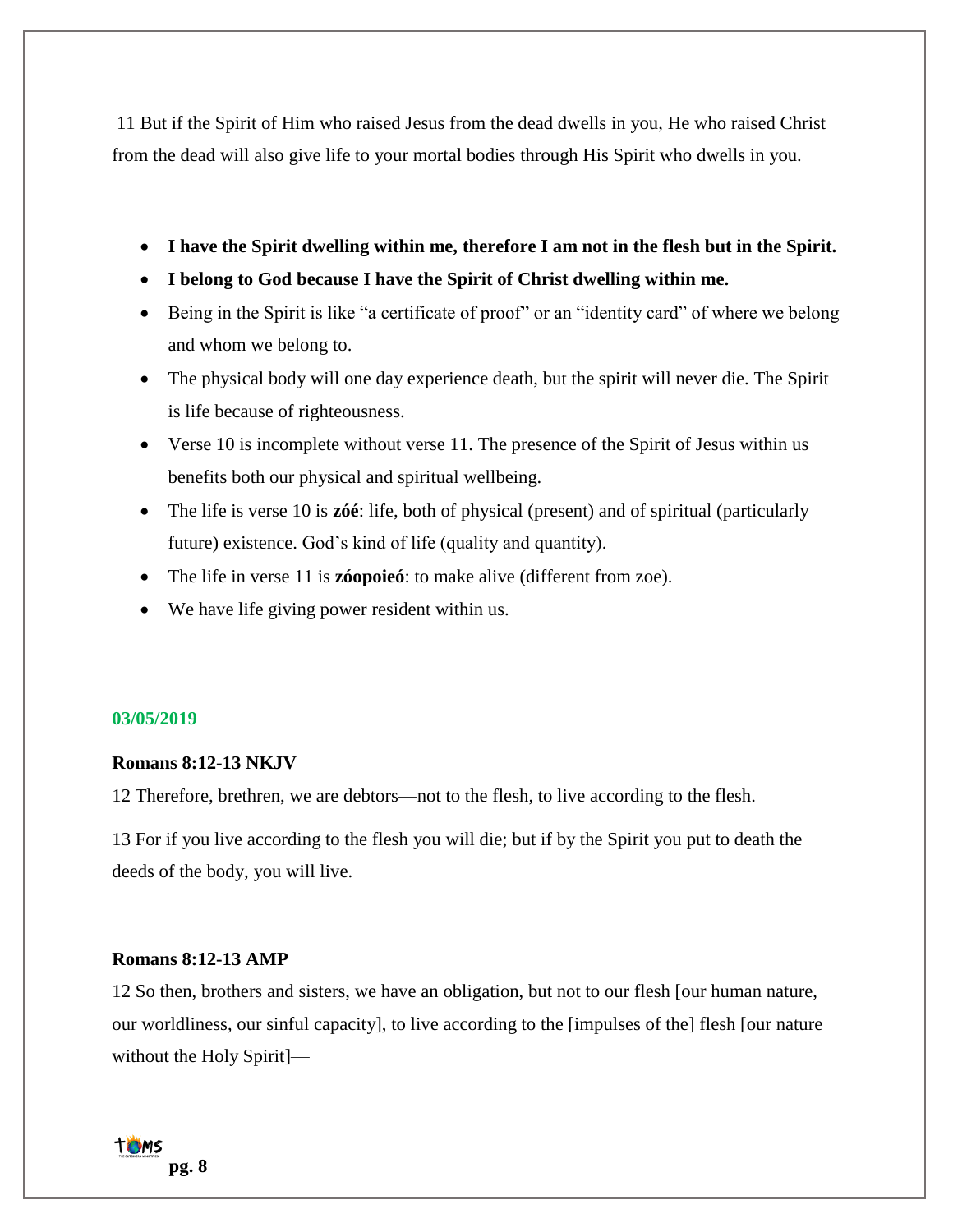11 But if the Spirit of Him who raised Jesus from the dead dwells in you, He who raised Christ from the dead will also give life to your mortal bodies through His Spirit who dwells in you.

- **I have the Spirit dwelling within me, therefore I am not in the flesh but in the Spirit.**
- **I belong to God because I have the Spirit of Christ dwelling within me.**
- Being in the Spirit is like "a certificate of proof" or an "identity card" of where we belong and whom we belong to.
- The physical body will one day experience death, but the spirit will never die. The Spirit is life because of righteousness.
- Verse 10 is incomplete without verse 11. The presence of the Spirit of Jesus within us benefits both our physical and spiritual wellbeing.
- The life is verse 10 is **zóé**: life, both of physical (present) and of spiritual (particularly future) existence. God's kind of life (quality and quantity).
- The life in verse 11 is **zóopoieó**: to make alive (different from zoe).
- We have life giving power resident within us.

**03/05/2019**

**Romans 8:12-13 NKJV**

12 Therefore, brethren, we are debtors—not to the flesh, to live according to the flesh.

13 For if you live according to the flesh you will die; but if by the Spirit you put to death the deeds of the body, you will live.

**Romans 8:12-13 AMP**

12 So then, brothers and sisters, we have an obligation, but not to our flesh [our human nature, our worldliness, our sinful capacity], to live according to the [impulses of the] flesh [our nature without the Holy Spirit]—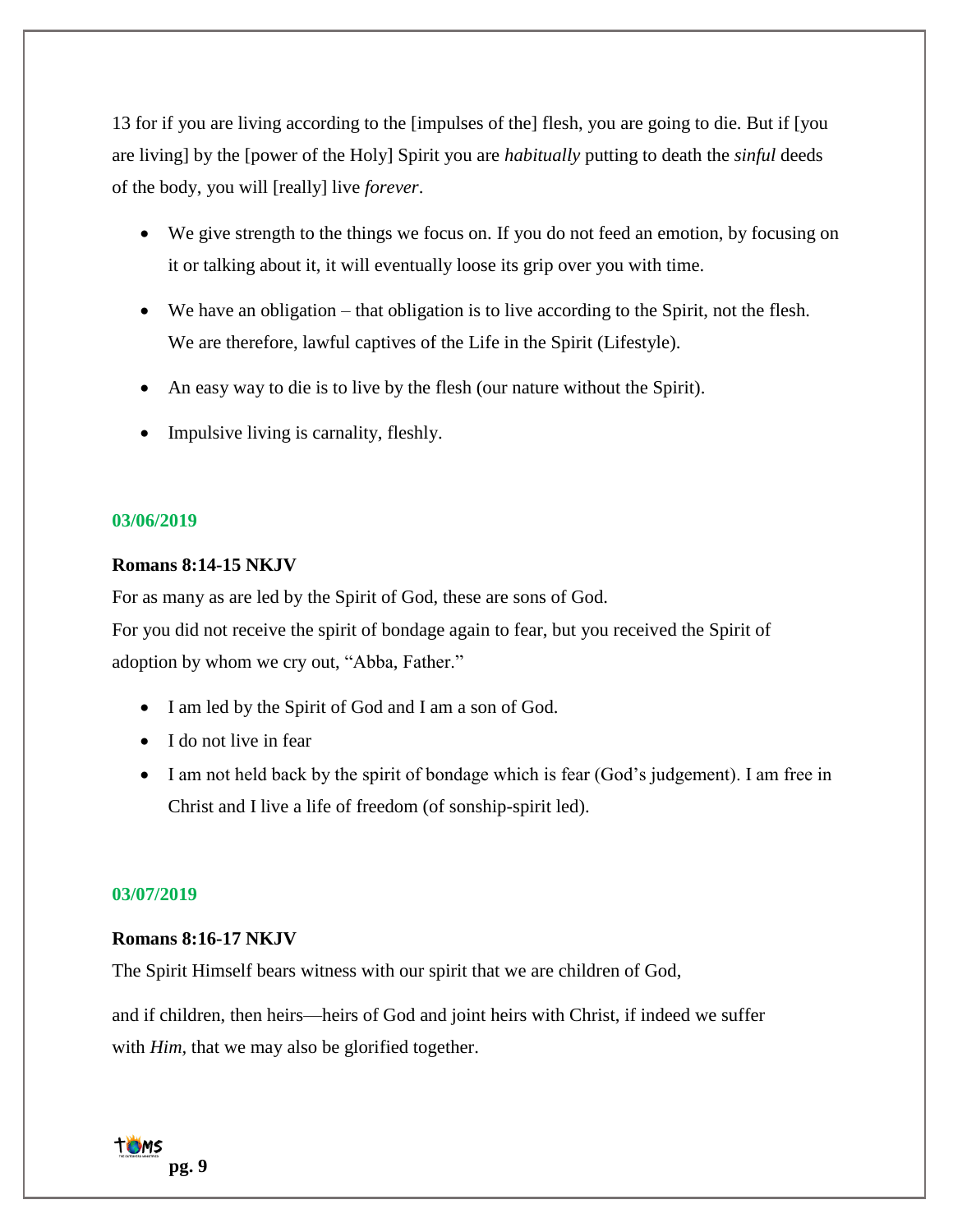13 for if you are living according to the [impulses of the] flesh, you are going to die. But if [you are living] by the [power of the Holy] Spirit you are *habitually* putting to death the *sinful* deeds of the body, you will [really] live *forever*.

- We give strength to the things we focus on. If you do not feed an emotion, by focusing on it or talking about it, it will eventually loose its grip over you with time.
- We have an obligation – that obligation is to live according to the Spirit, not the flesh. We are therefore, lawful captives of the Life in the Spirit (Lifestyle).
- An easy way to die is to live by the flesh (our nature without the Spirit).
- Impulsive living is carnality, fleshly.

**03/06/2019**

**Romans 8:14-15 NKJV**

For as many as are led by the Spirit of God, these are sons of God.
For you did not receive the spirit of bondage again to fear, but you received the Spirit of adoption by whom we cry out, "Abba, Father."

- I am led by the Spirit of God and I am a son of God.
- I do not live in fear
- I am not held back by the spirit of bondage which is fear (God's judgement). I am free in Christ and I live a life of freedom (of sonship-spirit led).

**03/07/2019**

**Romans 8:16-17 NKJV**

The Spirit Himself bears witness with our spirit that we are children of God,

and if children, then heirs—heirs of God and joint heirs with Christ, if indeed we suffer with *Him*, that we may also be glorified together.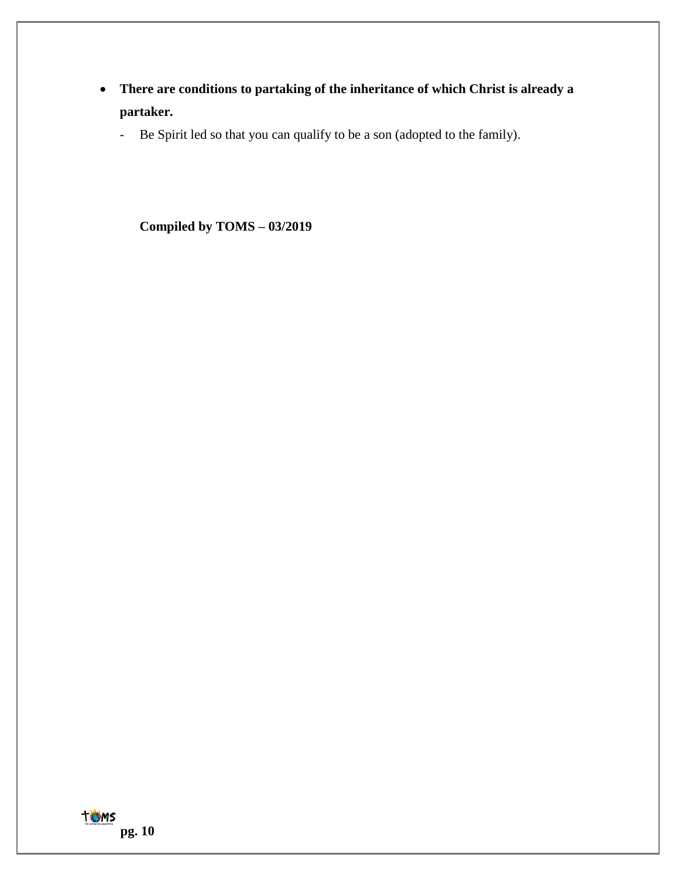- **There are conditions to partaking of the inheritance of which Christ is already a partaker.**
  - Be Spirit led so that you can qualify to be a son (adopted to the family).

**Compiled by TOMS – 03/2019**